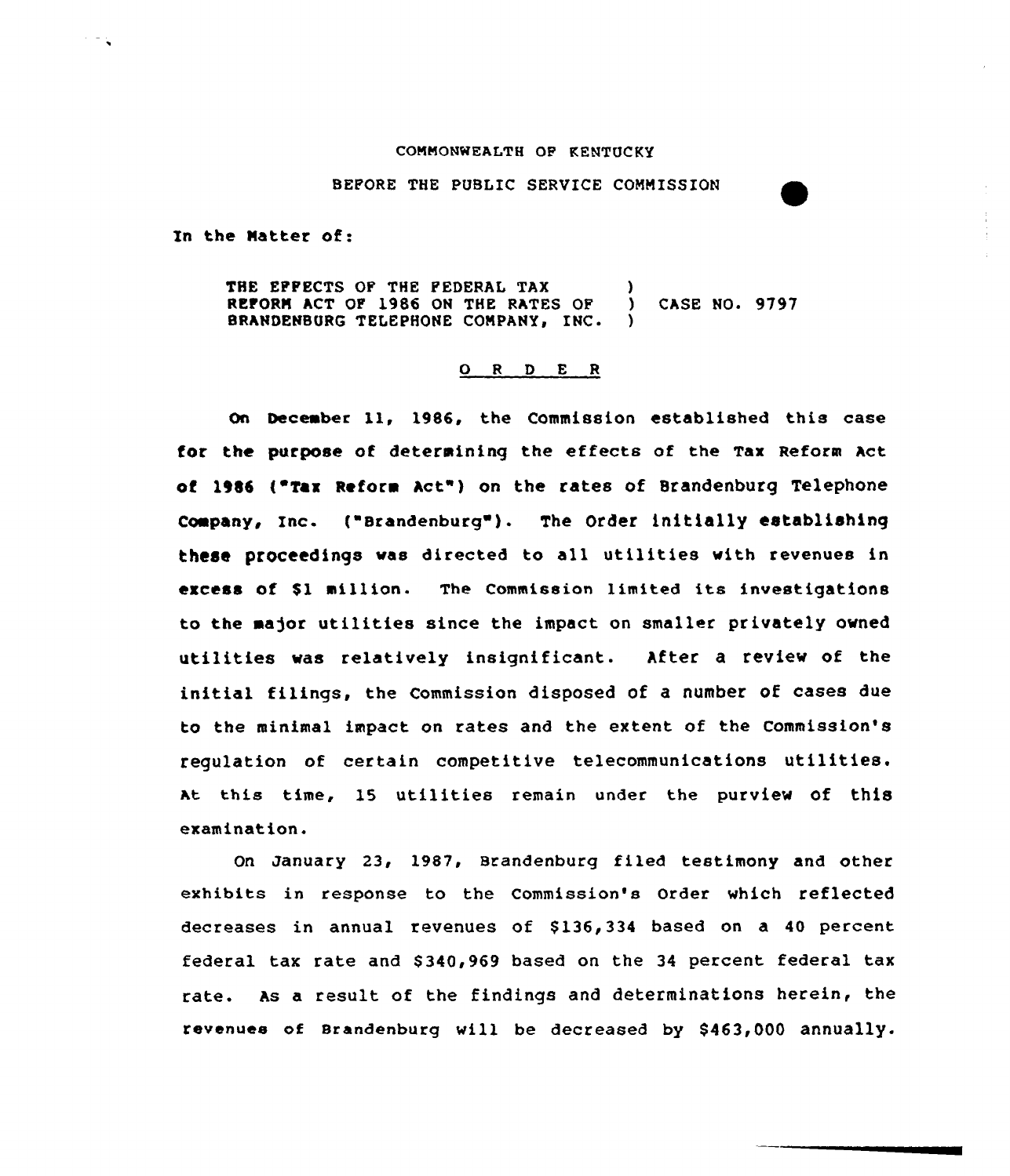COMMONWEALTH OF KENTUCKY

BEFORE THE PUBLIC SERVICE COMMISSION

In the Matter of:

THE EFFECTS OF THE FEDERAL TAX REFORM ACT OF 1986 ON THE RATES OF BRANDENBURG TELEPHONE COMPANY, INC. ) CASE NO. 9797

## O R D E R

On December 11, 1986, the Commission established this case for the purpose of determining the effects of the Tax Reform Act of 1986 ("Tax Reform Act") on the rates of Brandenburg Telephone Company, Inc. ("Brandenburg"). The Order initially establishing these proceedings was directed to all utilities with revenues in excess of $1 million. The Commission limited its investigations to the major utilities since the impact on smaller privately owned utilities was relatively insignificant. After a review of the initial filings, the Commission disposed of a number of cases due to the minimal impact on rates and the extent of the Commission's regulation of certain competitive telecommunications utilities. At this time, 15 utilities remain under the purview of this examination.

On January 23, 1987, Brandenburg filed testimony and other exhibits in response to the Commission's Order which reflected decreases in annual revenues of $136,334 based on a 40 percent federal tax rate and $340,969 based on the 34 percent federal tax rate. As a result of the findings and determinations herein, the revenues of Brandenburg will be decreased by $463,000 annually.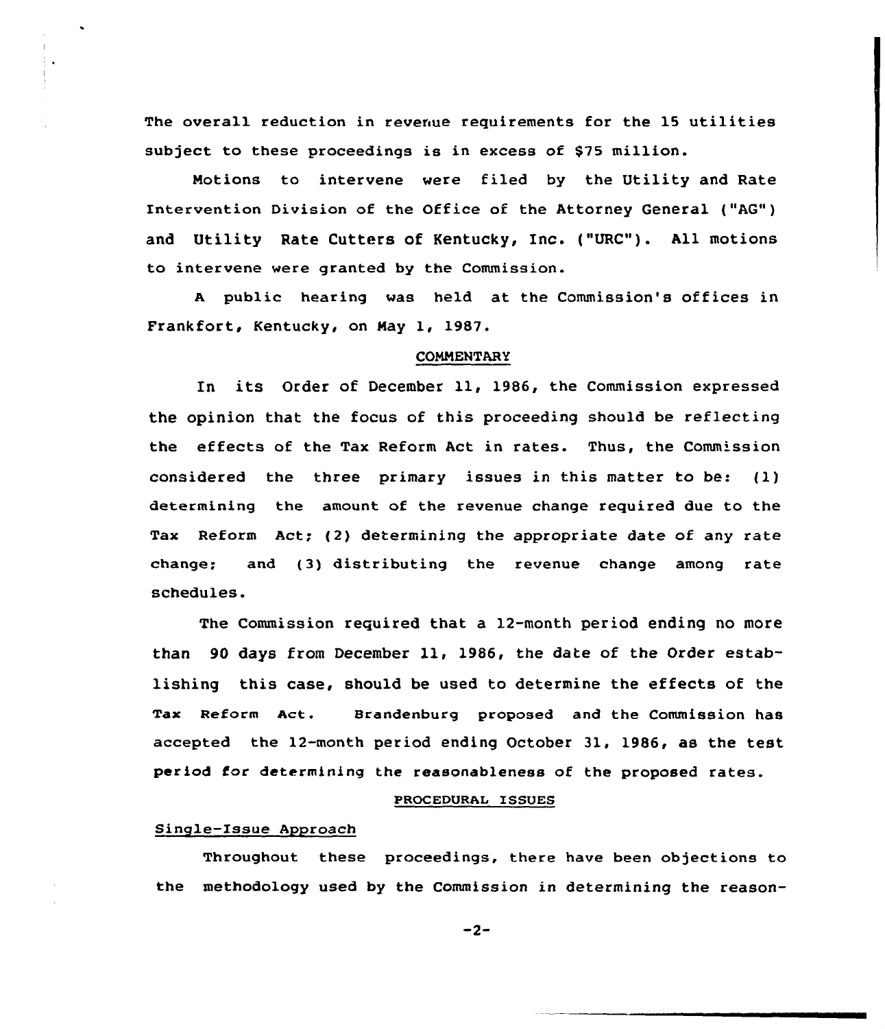The overall reduction in revenue requirements for the 15 utilities subject to these proceedings is in excess of $75 million.

Motions to intervene were filed by the Utility and Rate Intervention Division of the Office of the Attorney General ("AG") and Utility Rate Cutters of Kentucky, Inc. ("URC"). All motions to intervene were granted by the Commission.

A public hearing was held at the Commission's offices in Frankfort, Kentucky, on May 1, 1987.

## COMMENTARY

In its Order of December 11, 1986, the Commission expressed the opinion that the focus of this proceeding should be reflecting the effects of the Tax Reform Act in rates. Thus, the Commission considered the three primary issues in this matter to be: (1) determining the amount of the revenue change required due to the Tax Reform Act; (2) determining the appropriate date of any rate change; and (3) distributing the revenue change among rate schedules.

The Commission required that a 12-month period ending no more than 90 days from December 11, 1986, the date of the Order establishing this case, should be used to determine the effects of the Tax Reform Act. Brandenburg proposed and the Commission has accepted the 12-month period ending October 31, 1986, as the test period for determining the reasonableness of the proposed rates.

## PROCEDURAL ISSUES

### Single-Issue Approach

Throughout these proceedings, there have been objections to the methodology used by the Commission in determining the reason-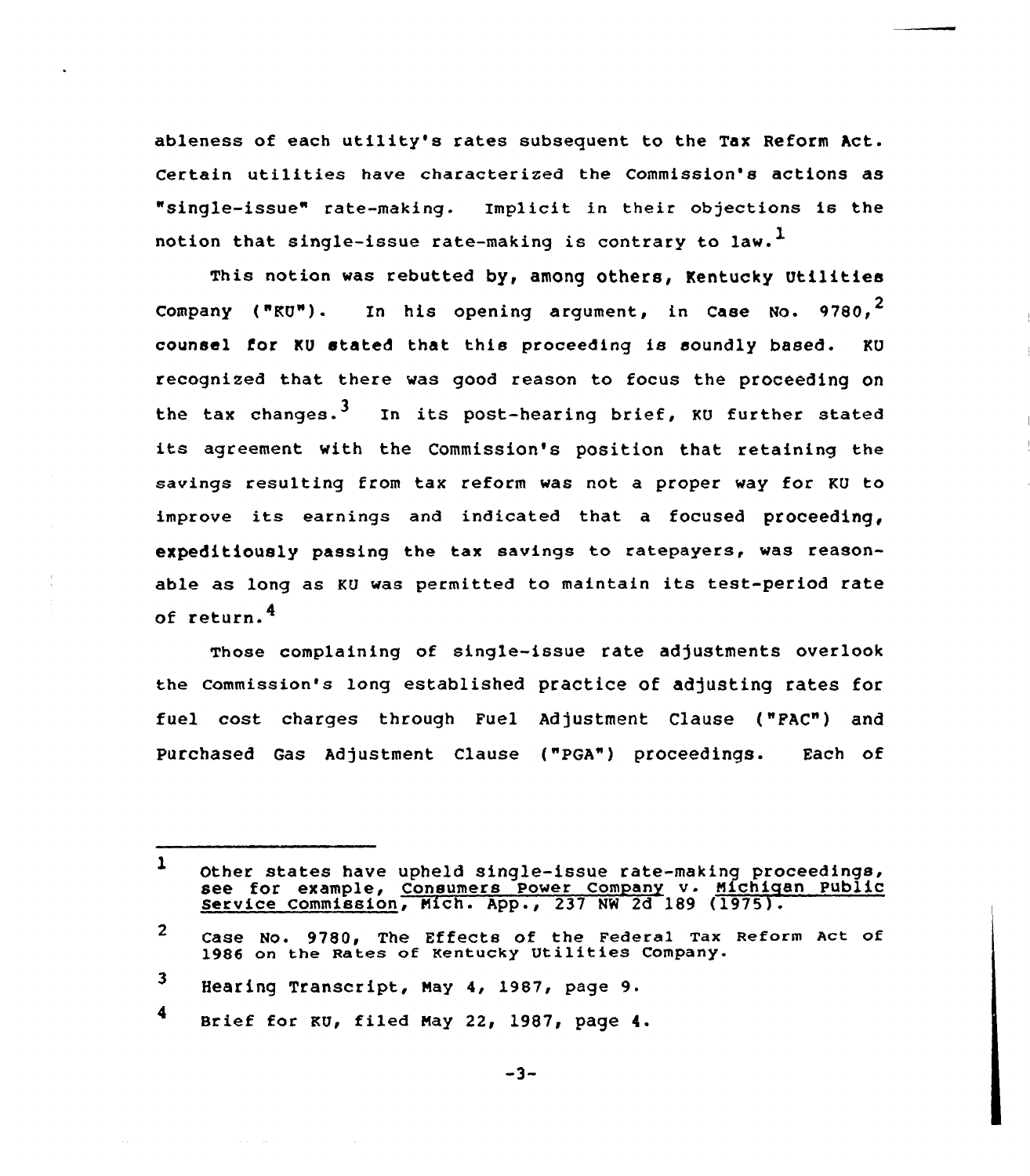ableness of each utility's rates subsequent to the Tax Reform Act. Certain utilities have characterized the Commission's actions as "single-issue" rate-making. Implicit in their objections is the notion that single-issue rate-making is contrary to law.[1]

This notion was rebutted by, among others, Kentucky Utilities Company ("KU"). In his opening argument, in Case No. 9780,[2] counsel for KU stated that this proceeding is soundly based. KU recognized that there was good reason to focus the proceeding on the tax changes.[3] In its post-hearing brief, KU further stated its agreement with the Commission's position that retaining the savings resulting from tax reform was not a proper way for KU to improve its earnings and indicated that a focused proceeding, expeditiously passing the tax savings to ratepayers, was reasonable as long as KU was permitted to maintain its test-period rate of return.[4]

Those complaining of single-issue rate adjustments overlook the Commission's long established practice of adjusting rates for fuel cost charges through Fuel Adjustment Clause ("FAC") and Purchased Gas Adjustment Clause ("PGA") proceedings. Each of

---

[1] Other states have upheld single-issue rate-making proceedings, see for example, Consumers Power Company v. Michigan Public Service Commission, Mich. App., 237 NW 2d 189 (1975).

[2] Case No. 9780, The Effects of the Federal Tax Reform Act of 1986 on the Rates of Kentucky Utilities Company.

[3] Hearing Transcript, May 4, 1987, page 9.

[4] Brief for KU, filed May 22, 1987, page 4.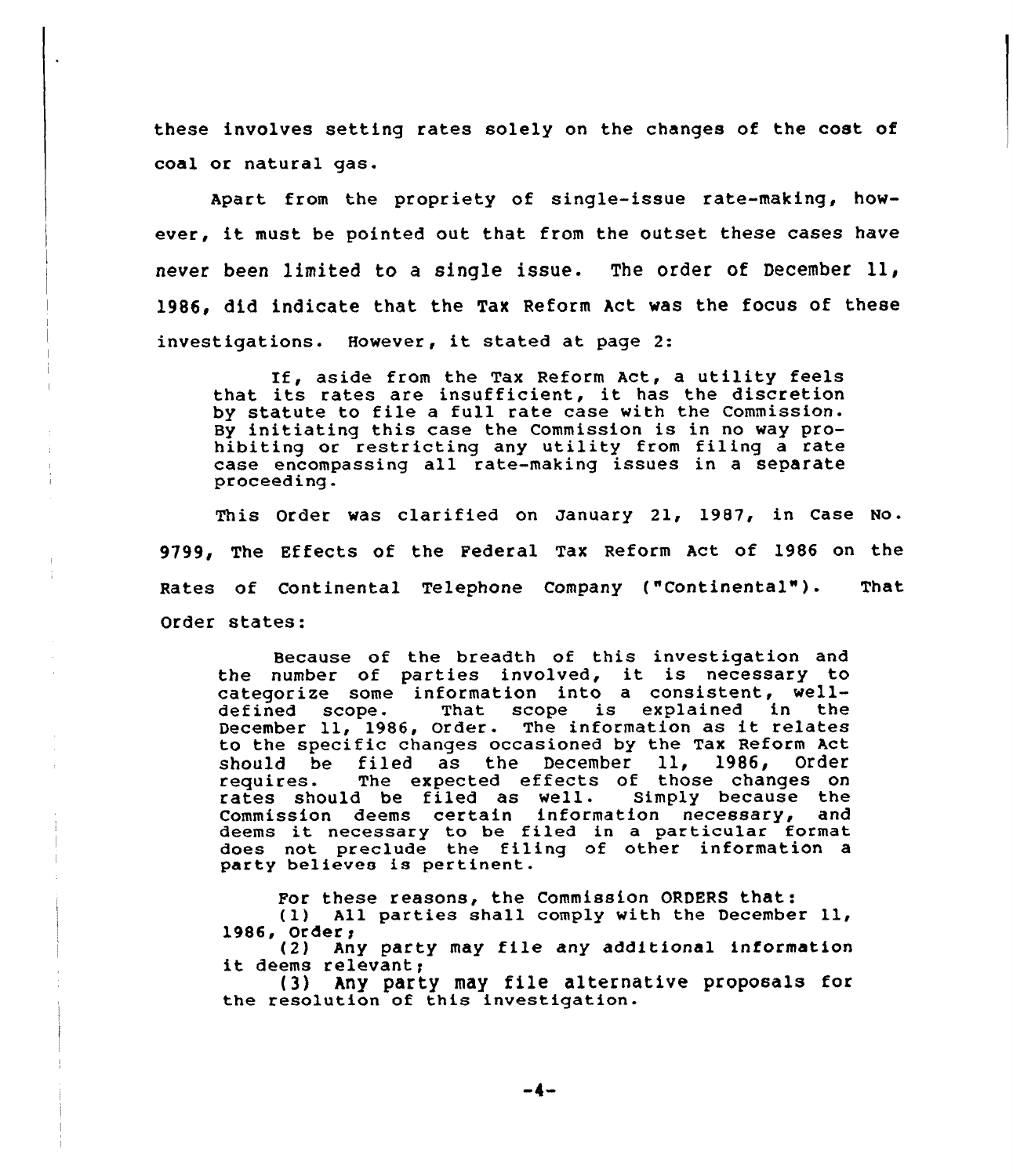these involves setting rates solely on the changes of the cost of coal or natural gas.

Apart from the propriety of single-issue rate-making, however, it must be pointed out that from the outset these cases have never been limited to a single issue. The order of December 11, 1986, did indicate that the Tax Reform Act was the focus of these investigations. However, it stated at page 2:

> If, aside from the Tax Reform Act, a utility feels that its rates are insufficient, it has the discretion by statute to file a full rate case with the Commission. By initiating this case the Commission is in no way prohibiting or restricting any utility from filing a rate case encompassing all rate-making issues in a separate proceeding.

This Order was clarified on January 21, 1987, in Case No. 9799, The Effects of the Federal Tax Reform Act of 1986 on the Rates of Continental Telephone Company ("Continental"). That Order states:

> Because of the breadth of this investigation and the number of parties involved, it is necessary to categorize some information into a consistent, well-defined scope. That scope is explained in the December 11, 1986, Order. The information as it relates to the specific changes occasioned by the Tax Reform Act should be filed as the December 11, 1986, Order requires. The expected effects of those changes on rates should be filed as well. Simply because the Commission deems certain information necessary, and deems it necessary to be filed in a particular format does not preclude the filing of other information a party believes is pertinent.
>
> For these reasons, the Commission ORDERS that:
> (1) All parties shall comply with the December 11, 1986, Order;
> (2) Any party may file any additional information it deems relevant;
> (3) Any party may file alternative proposals for the resolution of this investigation.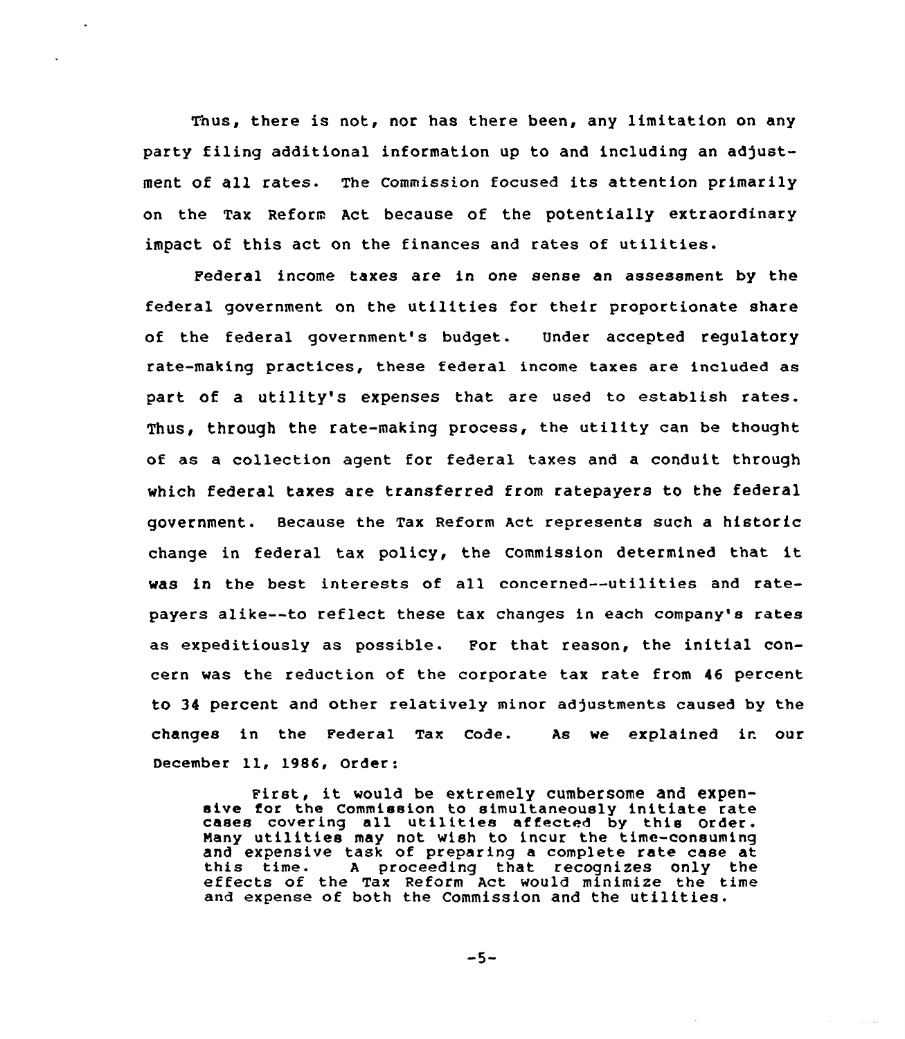Thus, there is not, nor has there been, any limitation on any party filing additional information up to and including an adjustment of all rates. The Commission focused its attention primarily on the Tax Reform Act because of the potentially extraordinary impact of this act on the finances and rates of utilities.

Federal income taxes are in one sense an assessment by the federal government on the utilities for their proportionate share of the federal government's budget. Under accepted regulatory rate-making practices, these federal income taxes are included as part of a utility's expenses that are used to establish rates. Thus, through the rate-making process, the utility can be thought of as a collection agent for federal taxes and a conduit through which federal taxes are transferred from ratepayers to the federal government. Because the Tax Reform Act represents such a historic change in federal tax policy, the Commission determined that it was in the best interests of all concerned--utilities and ratepayers alike--to reflect these tax changes in each company's rates as expeditiously as possible. For that reason, the initial concern was the reduction of the corporate tax rate from 46 percent to 34 percent and other relatively minor adjustments caused by the changes in the Federal Tax Code. As we explained in our December 11, 1986, Order:

> First, it would be extremely cumbersome and expensive for the Commission to simultaneously initiate rate cases covering all utilities affected by this Order. Many utilities may not wish to incur the time-consuming and expensive task of preparing a complete rate case at this time. A proceeding that recognizes only the effects of the Tax Reform Act would minimize the time and expense of both the Commission and the utilities.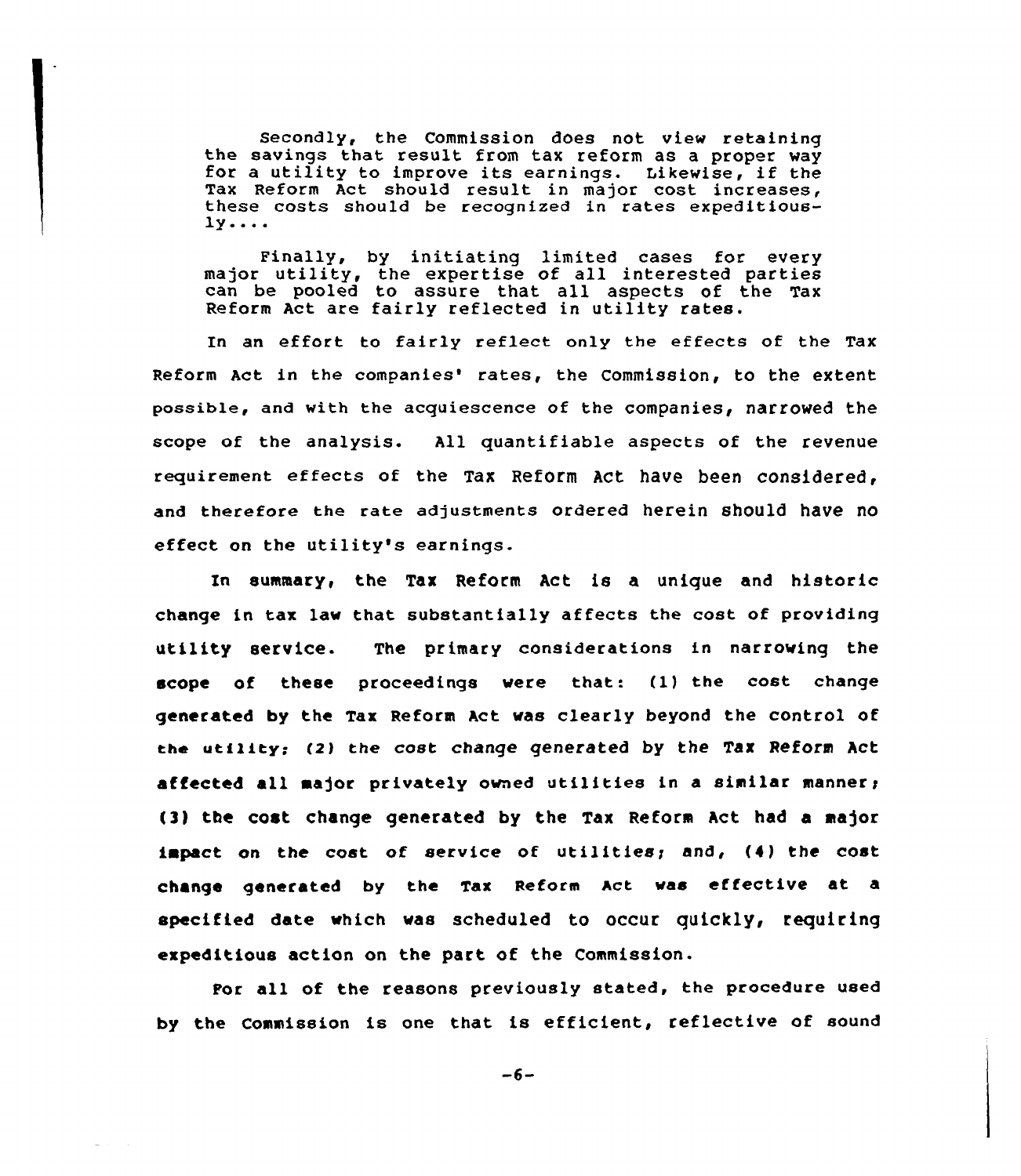> Secondly, the Commission does not view retaining the savings that result from tax reform as a proper way for a utility to improve its earnings. Likewise, if the Tax Reform Act should result in major cost increases, these costs should be recognized in rates expeditiously....
>
> Finally, by initiating limited cases for every major utility, the expertise of all interested parties can be pooled to assure that all aspects of the Tax Reform Act are fairly reflected in utility rates.

In an effort to fairly reflect only the effects of the Tax Reform Act in the companies' rates, the Commission, to the extent possible, and with the acquiescence of the companies, narrowed the scope of the analysis. All quantifiable aspects of the revenue requirement effects of the Tax Reform Act have been considered, and therefore the rate adjustments ordered herein should have no effect on the utility's earnings.

In summary, the Tax Reform Act is a unique and historic change in tax law that substantially affects the cost of providing utility service. The primary considerations in narrowing the scope of these proceedings were that: (1) the cost change generated by the Tax Reform Act was clearly beyond the control of the utility; (2) the cost change generated by the Tax Reform Act affected all major privately owned utilities in a similar manner; (3) the cost change generated by the Tax Reform Act had a major impact on the cost of service of utilities; and, (4) the cost change generated by the Tax Reform Act was effective at a specified date which was scheduled to occur quickly, requiring expeditious action on the part of the Commission.

For all of the reasons previously stated, the procedure used by the Commission is one that is efficient, reflective of sound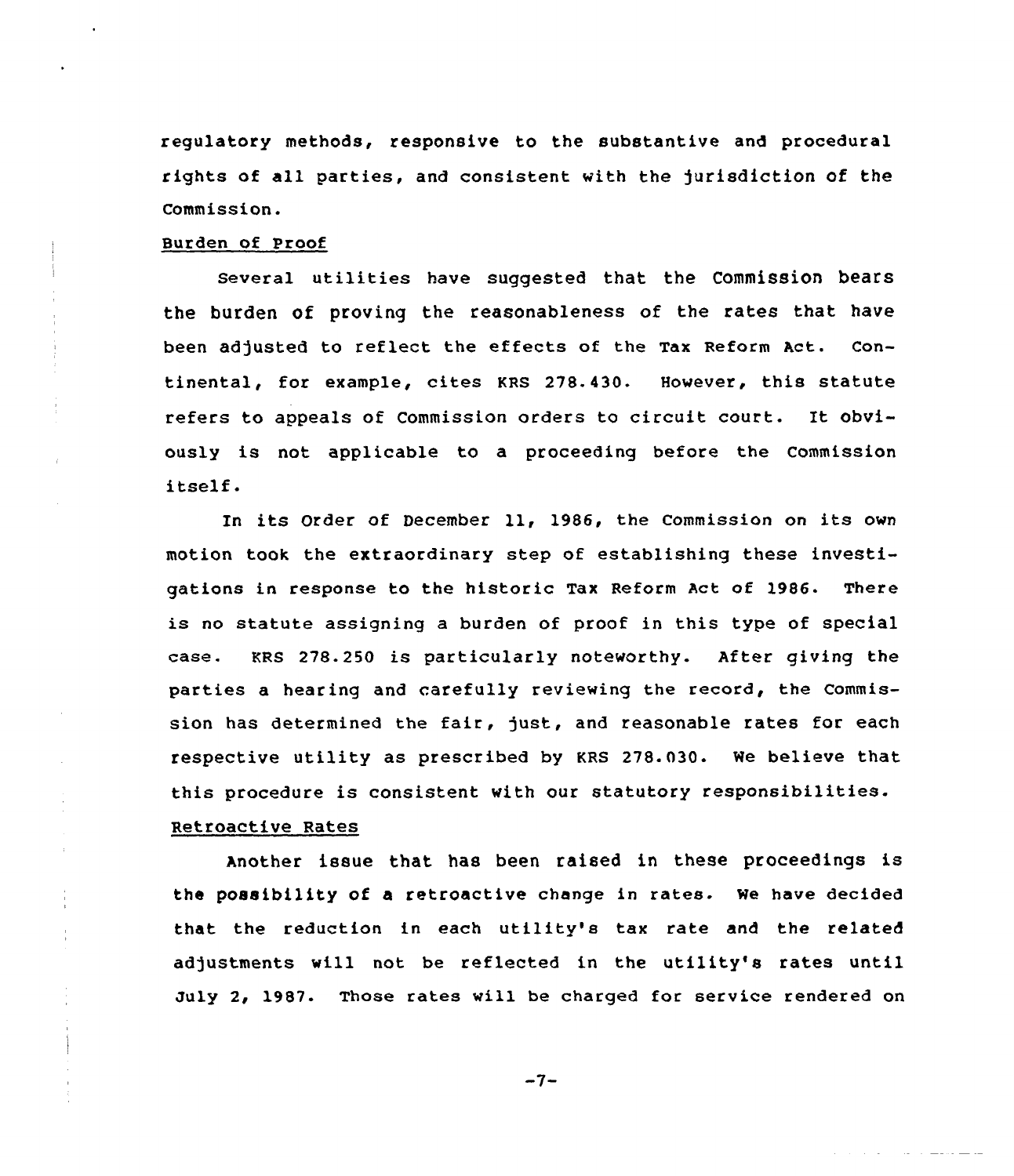regulatory methods, responsive to the substantive and procedural rights of all parties, and consistent with the jurisdiction of the Commission.

## Burden of Proof

Several utilities have suggested that the Commission bears the burden of proving the reasonableness of the rates that have been adjusted to reflect the effects of the Tax Reform Act. Continental, for example, cites KRS 278.430. However, this statute refers to appeals of Commission orders to circuit court. It obviously is not applicable to a proceeding before the Commission itself.

In its Order of December 11, 1986, the Commission on its own motion took the extraordinary step of establishing these investigations in response to the historic Tax Reform Act of 1986. There is no statute assigning a burden of proof in this type of special case. KRS 278.250 is particularly noteworthy. After giving the parties a hearing and carefully reviewing the record, the Commission has determined the fair, just, and reasonable rates for each respective utility as prescribed by KRS 278.030. We believe that this procedure is consistent with our statutory responsibilities.

## Retroactive Rates

Another issue that has been raised in these proceedings is the possibility of a retroactive change in rates. We have decided that the reduction in each utility's tax rate and the related adjustments will not be reflected in the utility's rates until July 2, 1987. Those rates will be charged for service rendered on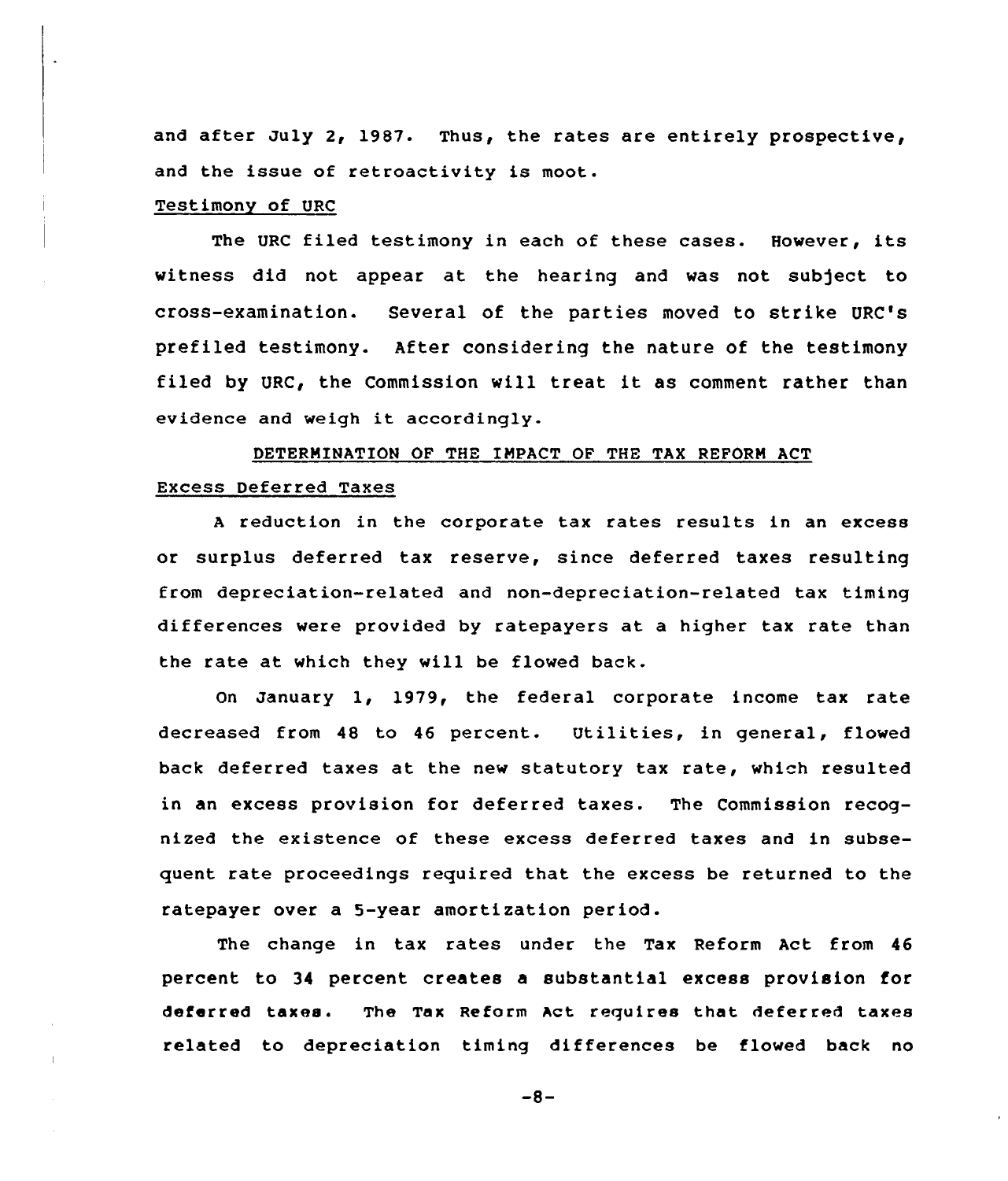and after July 2, 1987. Thus, the rates are entirely prospective, and the issue of retroactivity is moot.

Testimony of URC

The URC filed testimony in each of these cases. However, its witness did not appear at the hearing and was not subject to cross-examination. Several of the parties moved to strike URC's prefiled testimony. After considering the nature of the testimony filed by URC, the Commission will treat it as comment rather than evidence and weigh it accordingly.

## DETERMINATION OF THE IMPACT OF THE TAX REFORM ACT

Excess Deferred Taxes

A reduction in the corporate tax rates results in an excess or surplus deferred tax reserve, since deferred taxes resulting from depreciation-related and non-depreciation-related tax timing differences were provided by ratepayers at a higher tax rate than the rate at which they will be flowed back.

On January 1, 1979, the federal corporate income tax rate decreased from 48 to 46 percent. Utilities, in general, flowed back deferred taxes at the new statutory tax rate, which resulted in an excess provision for deferred taxes. The Commission recognized the existence of these excess deferred taxes and in subsequent rate proceedings required that the excess be returned to the ratepayer over a 5-year amortization period.

The change in tax rates under the Tax Reform Act from 46 percent to 34 percent creates a substantial excess provision for deferred taxes. The Tax Reform Act requires that deferred taxes related to depreciation timing differences be flowed back no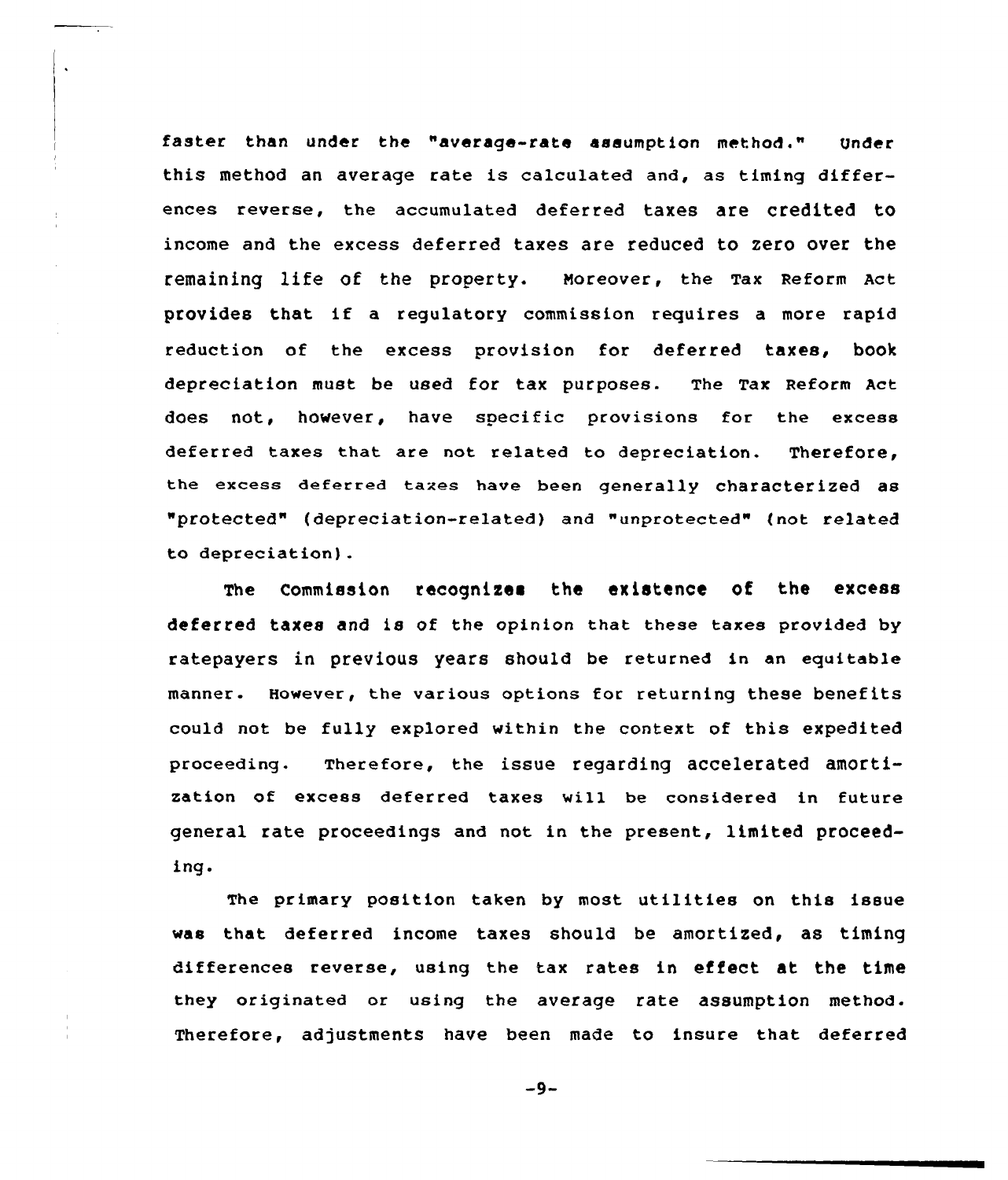faster than under the "average-rate assumption method." Under this method an average rate is calculated and, as timing differences reverse, the accumulated deferred taxes are credited to income and the excess deferred taxes are reduced to zero over the remaining life of the property. Moreover, the Tax Reform Act provides that if a regulatory commission requires a more rapid reduction of the excess provision for deferred taxes, book depreciation must be used for tax purposes. The Tax Reform Act does not, however, have specific provisions for the excess deferred taxes that are not related to depreciation. Therefore, the excess deferred taxes have been generally characterized as "protected" (depreciation-related) and "unprotected" (not related to depreciation).

The Commission recognizes the existence of the excess deferred taxes and is of the opinion that these taxes provided by ratepayers in previous years should be returned in an equitable manner. However, the various options for returning these benefits could not be fully explored within the context of this expedited proceeding. Therefore, the issue regarding accelerated amortization of excess deferred taxes will be considered in future general rate proceedings and not in the present, limited proceeding.

The primary position taken by most utilities on this issue was that deferred income taxes should be amortized, as timing differences reverse, using the tax rates in effect at the time they originated or using the average rate assumption method. Therefore, adjustments have been made to insure that deferred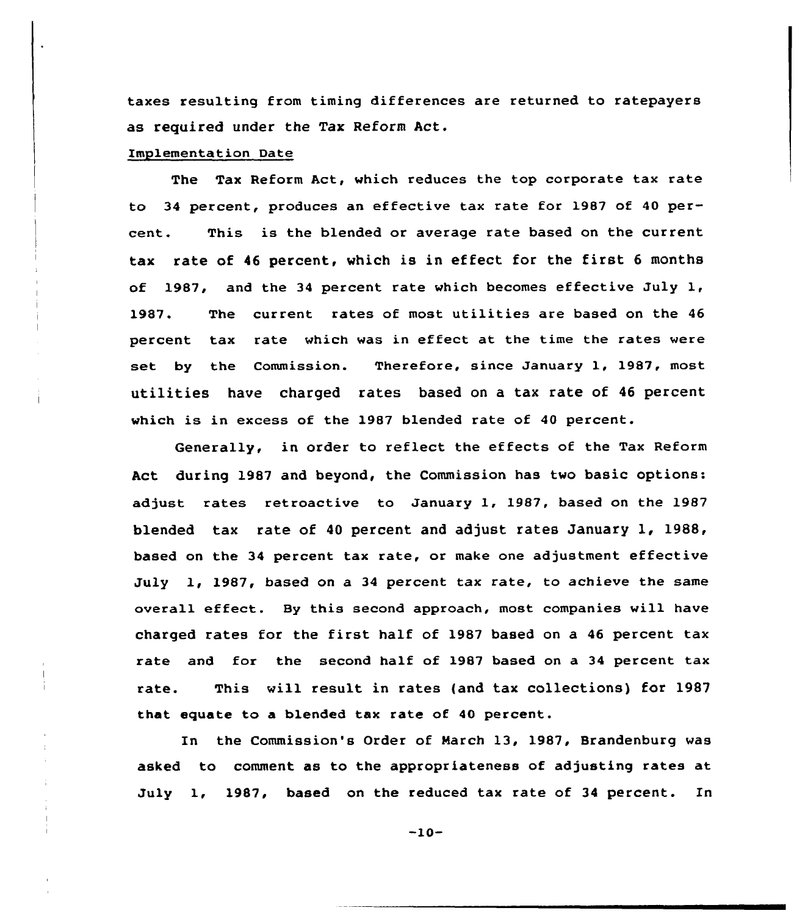taxes resulting from timing differences are returned to ratepayers as required under the Tax Reform Act.

Implementation Date

The Tax Reform Act, which reduces the top corporate tax rate to 34 percent, produces an effective tax rate for 1987 of 40 percent. This is the blended or average rate based on the current tax rate of 46 percent, which is in effect for the first 6 months of 1987, and the 34 percent rate which becomes effective July 1, 1987. The current rates of most utilities are based on the 46 percent tax rate which was in effect at the time the rates were set by the Commission. Therefore, since January 1, 1987, most utilities have charged rates based on a tax rate of 46 percent which is in excess of the 1987 blended rate of 40 percent.

Generally, in order to reflect the effects of the Tax Reform Act during 1987 and beyond, the Commission has two basic options: adjust rates retroactive to January 1, 1987, based on the 1987 blended tax rate of 40 percent and adjust rates January 1, 1988, based on the 34 percent tax rate, or make one adjustment effective July 1, 1987, based on a 34 percent tax rate, to achieve the same overall effect. By this second approach, most companies will have charged rates for the first half of 1987 based on a 46 percent tax rate and for the second half of 1987 based on a 34 percent tax rate. This will result in rates (and tax collections) for 1987 that equate to a blended tax rate of 40 percent.

In the Commission's Order of March 13, 1987, Brandenburg was asked to comment as to the appropriateness of adjusting rates at July 1, 1987, based on the reduced tax rate of 34 percent. In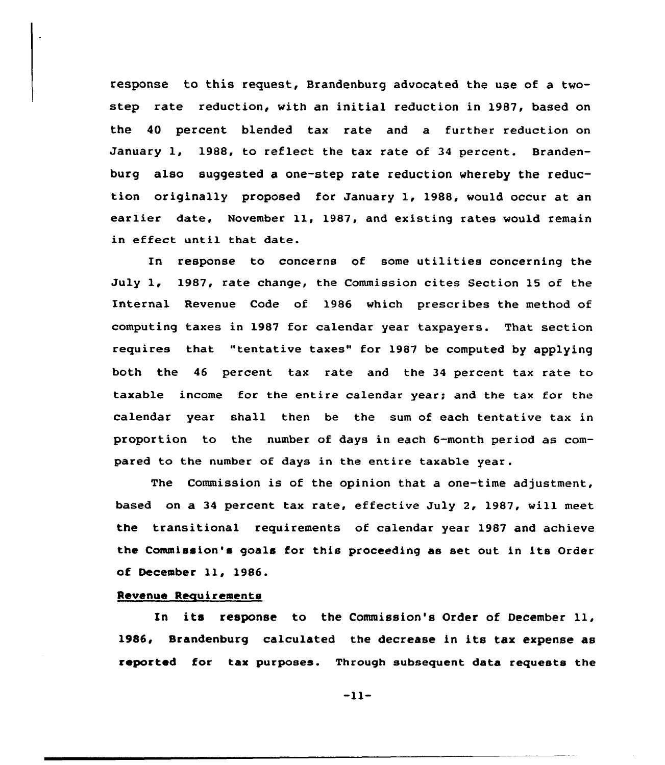response to this request, Brandenburg advocated the use of a two-step rate reduction, with an initial reduction in 1987, based on the 40 percent blended tax rate and a further reduction on January 1, 1988, to reflect the tax rate of 34 percent. Brandenburg also suggested a one-step rate reduction whereby the reduction originally proposed for January 1, 1988, would occur at an earlier date, November 11, 1987, and existing rates would remain in effect until that date.

In response to concerns of some utilities concerning the July 1, 1987, rate change, the Commission cites Section 15 of the Internal Revenue Code of 1986 which prescribes the method of computing taxes in 1987 for calendar year taxpayers. That section requires that "tentative taxes" for 1987 be computed by applying both the 46 percent tax rate and the 34 percent tax rate to taxable income for the entire calendar year; and the tax for the calendar year shall then be the sum of each tentative tax in proportion to the number of days in each 6-month period as compared to the number of days in the entire taxable year.

The Commission is of the opinion that a one-time adjustment, based on a 34 percent tax rate, effective July 2, 1987, will meet the transitional requirements of calendar year 1987 and achieve the Commission's goals for this proceeding as set out in its Order of December 11, 1986.

## Revenue Requirements

In its response to the Commission's Order of December 11, 1986, Brandenburg calculated the decrease in its tax expense as reported for tax purposes. Through subsequent data requests the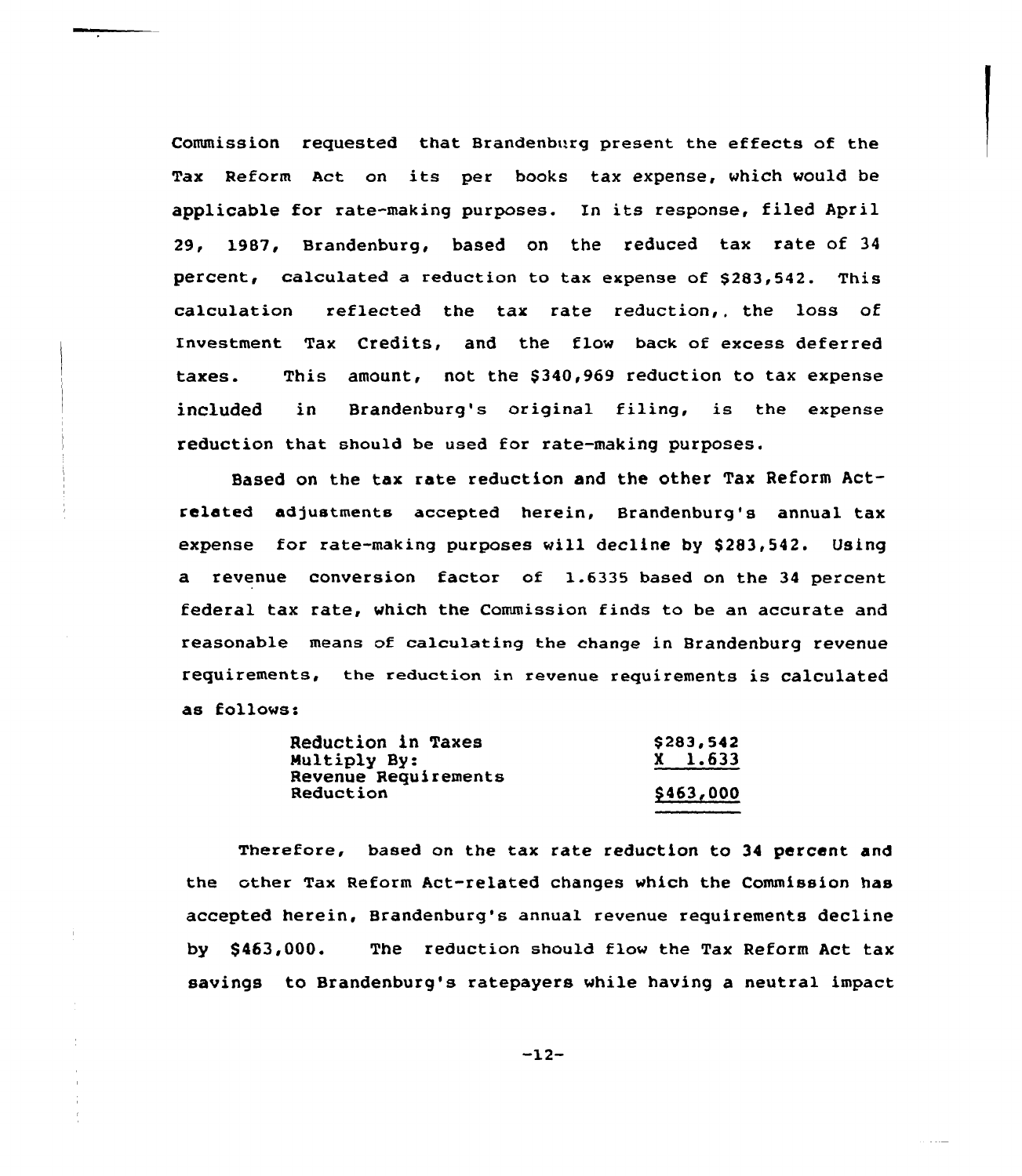Commission requested that Brandenburg present the effects of the Tax Reform Act on its per books tax expense, which would be applicable for rate-making purposes. In its response, filed April 29, 1987, Brandenburg, based on the reduced tax rate of 34 percent, calculated a reduction to tax expense of $283,542. This calculation reflected the tax rate reduction,. the loss of Investment Tax Credits, and the flow back of excess deferred taxes. This amount, not the $340,969 reduction to tax expense included in Brandenburg's original filing, is the expense reduction that should be used for rate-making purposes.

Based on the tax rate reduction and the other Tax Reform Act-related adjustments accepted herein, Brandenburg's annual tax expense for rate-making purposes will decline by $283,542. Using a revenue conversion factor of 1.6335 based on the 34 percent federal tax rate, which the Commission finds to be an accurate and reasonable means of calculating the change in Brandenburg revenue requirements, the reduction in revenue requirements is calculated as follows:

| | |
|---|---|
| Reduction in Taxes | $283,542 |
| Multiply By: | X 1.633 |
| Revenue Requirements Reduction | $463,000 |

Therefore, based on the tax rate reduction to 34 percent and the other Tax Reform Act-related changes which the Commission has accepted herein, Brandenburg's annual revenue requirements decline by $463,000. The reduction should flow the Tax Reform Act tax savings to Brandenburg's ratepayers while having a neutral impact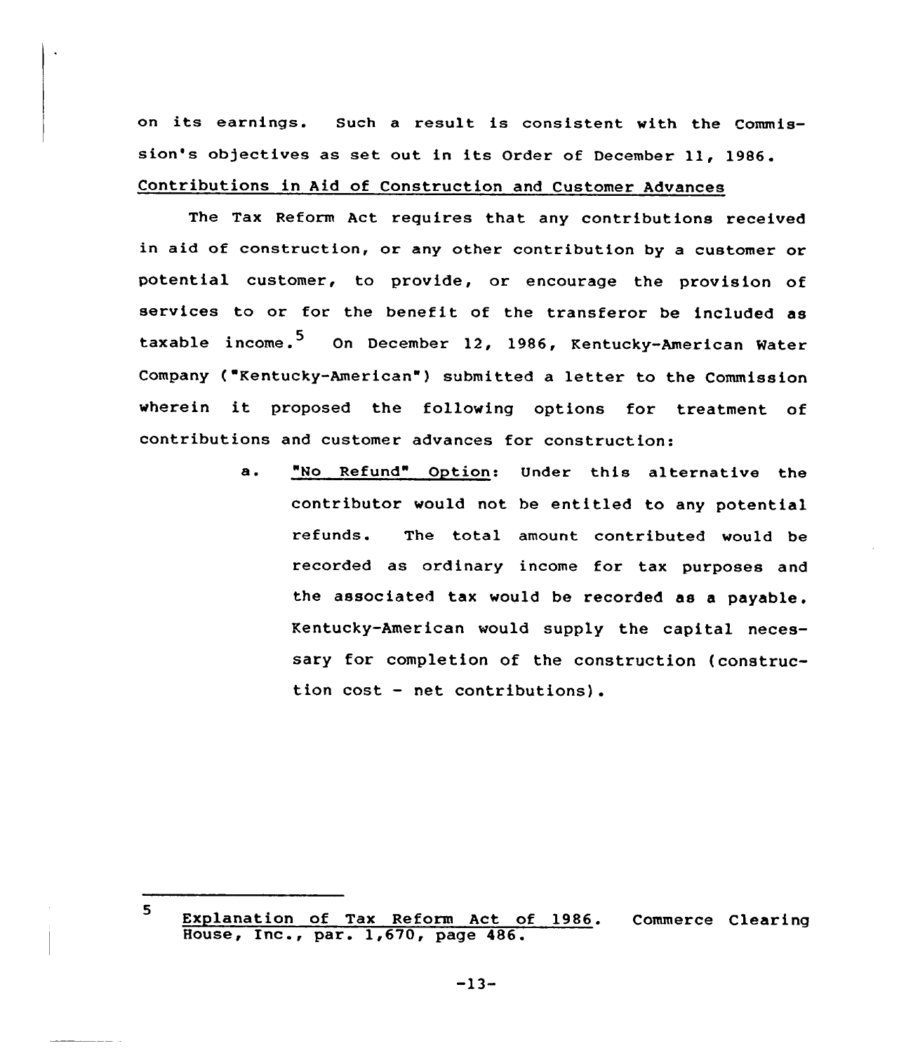on its earnings. Such a result is consistent with the Commission's objectives as set out in its Order of December 11, 1986.

## Contributions in Aid of Construction and Customer Advances

The Tax Reform Act requires that any contributions received in aid of construction, or any other contribution by a customer or potential customer, to provide, or encourage the provision of services to or for the benefit of the transferor be included as taxable income.[5] On December 12, 1986, Kentucky-American Water Company ("Kentucky-American") submitted a letter to the Commission wherein it proposed the following options for treatment of contributions and customer advances for construction:

> a. "No Refund" Option: Under this alternative the contributor would not be entitled to any potential refunds. The total amount contributed would be recorded as ordinary income for tax purposes and the associated tax would be recorded as a payable. Kentucky-American would supply the capital necessary for completion of the construction (construction cost - net contributions).

---

[5] Explanation of Tax Reform Act of 1986. Commerce Clearing House, Inc., par. 1,670, page 486.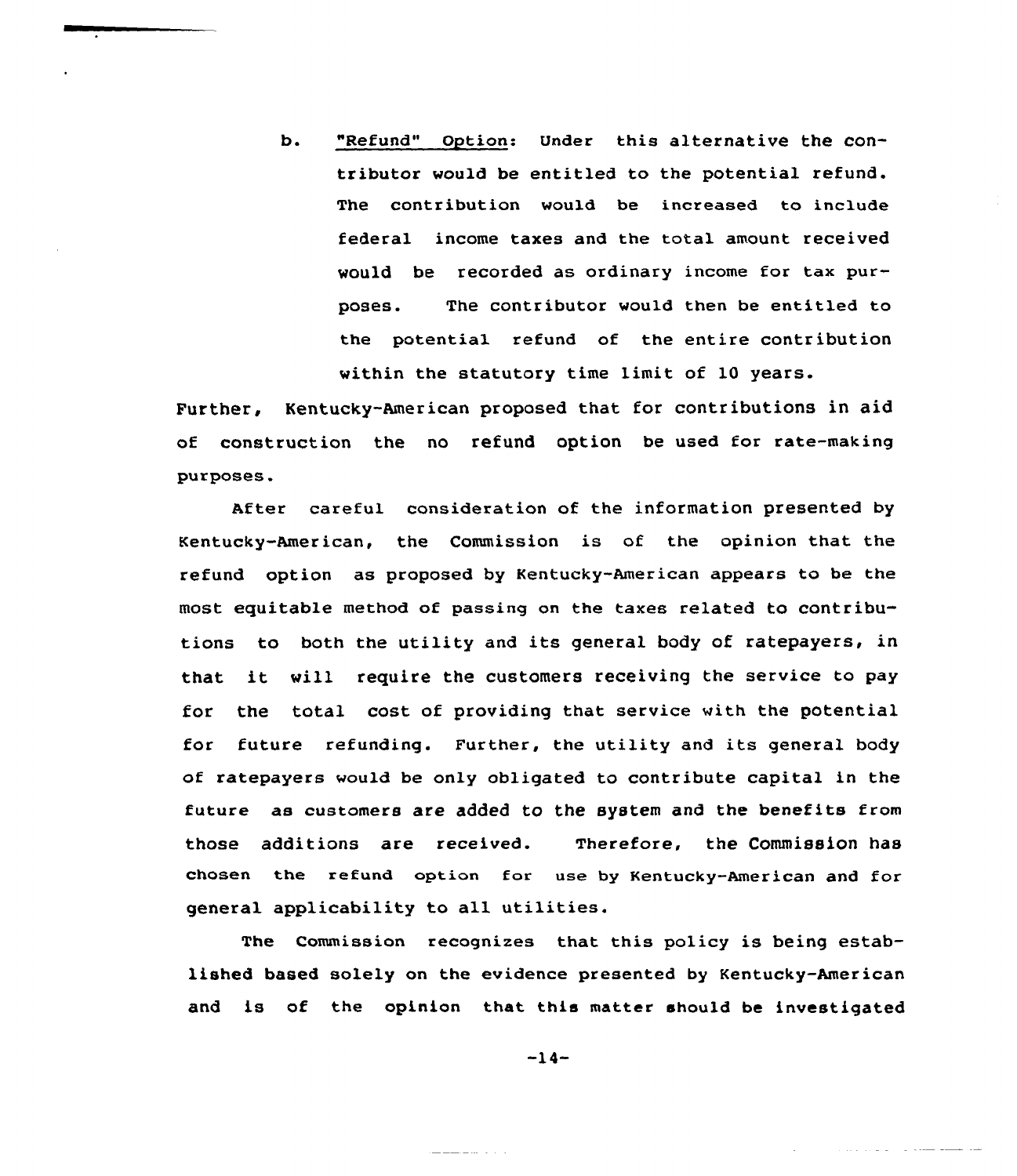b. "Refund" Option: Under this alternative the contributor would be entitled to the potential refund. The contribution would be increased to include federal income taxes and the total amount received would be recorded as ordinary income for tax purposes. The contributor would then be entitled to the potential refund of the entire contribution within the statutory time limit of 10 years.

Further, Kentucky-American proposed that for contributions in aid of construction the no refund option be used for rate-making purposes.

After careful consideration of the information presented by Kentucky-American, the Commission is of the opinion that the refund option as proposed by Kentucky-American appears to be the most equitable method of passing on the taxes related to contributions to both the utility and its general body of ratepayers, in that it will require the customers receiving the service to pay for the total cost of providing that service with the potential for future refunding. Further, the utility and its general body of ratepayers would be only obligated to contribute capital in the future as customers are added to the system and the benefits from those additions are received. Therefore, the Commission has chosen the refund option for use by Kentucky-American and for general applicability to all utilities.

The Commission recognizes that this policy is being established based solely on the evidence presented by Kentucky-American and is of the opinion that this matter should be investigated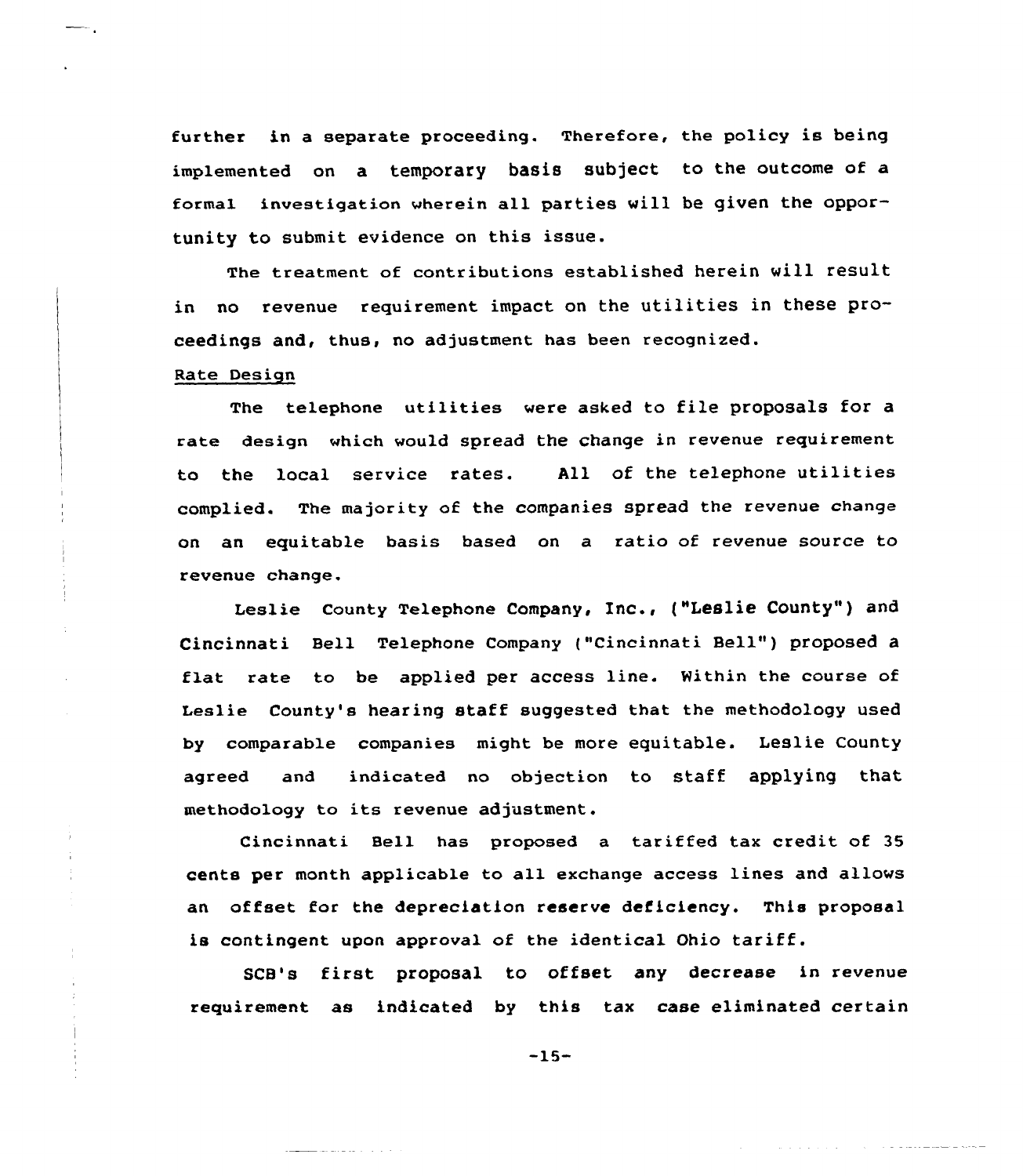further in a separate proceeding. Therefore, the policy is being implemented on a temporary basis subject to the outcome of a formal investigation wherein all parties will be given the opportunity to submit evidence on this issue.

The treatment of contributions established herein will result in no revenue requirement impact on the utilities in these proceedings and, thus, no adjustment has been recognized.

Rate Design

The telephone utilities were asked to file proposals for a rate design which would spread the change in revenue requirement to the local service rates. All of the telephone utilities complied. The majority of the companies spread the revenue change on an equitable basis based on a ratio of revenue source to revenue change.

Leslie County Telephone Company, Inc., ("Leslie County") and Cincinnati Bell Telephone Company ("Cincinnati Bell") proposed a flat rate to be applied per access line. Within the course of Leslie County's hearing staff suggested that the methodology used by comparable companies might be more equitable. Leslie County agreed and indicated no objection to staff applying that methodology to its revenue adjustment.

Cincinnati Bell has proposed a tariffed tax credit of 35 cents per month applicable to all exchange access lines and allows an offset for the depreciation reserve deficiency. This proposal is contingent upon approval of the identical Ohio tariff.

SCB's first proposal to offset any decrease in revenue requirement as indicated by this tax case eliminated certain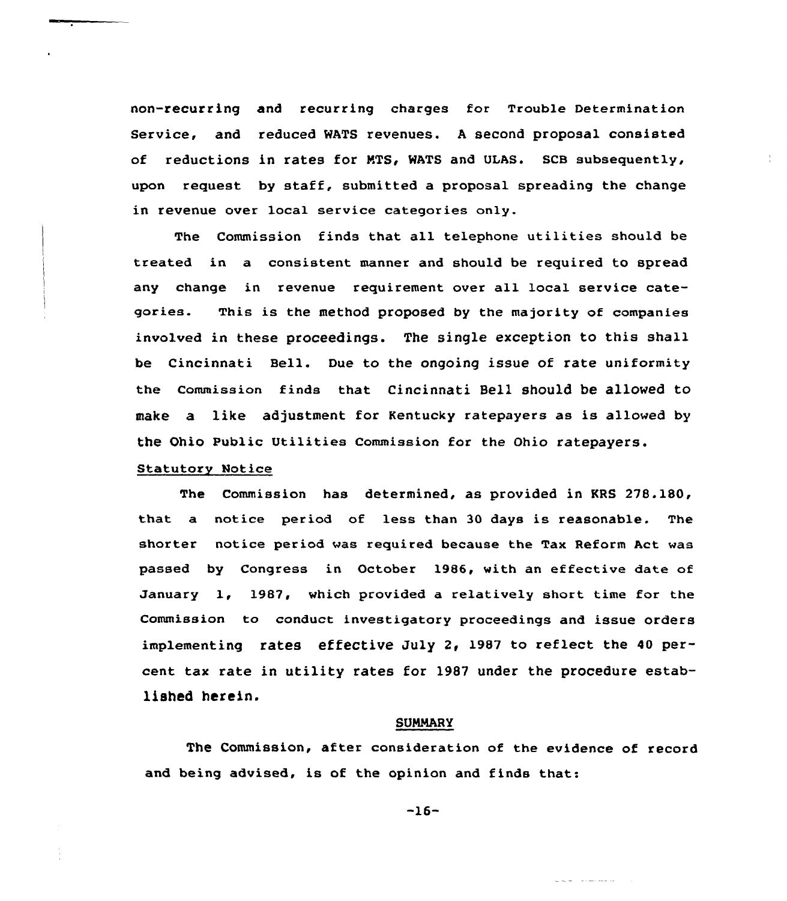non-recurring and recurring charges for Trouble Determination Service, and reduced WATS revenues. A second proposal consisted of reductions in rates for MTS, WATS and ULAS. SCB subsequently, upon request by staff, submitted a proposal spreading the change in revenue over local service categories only.

The Commission finds that all telephone utilities should be treated in a consistent manner and should be required to spread any change in revenue requirement over all local service categories. This is the method proposed by the majority of companies involved in these proceedings. The single exception to this shall be Cincinnati Bell. Due to the ongoing issue of rate uniformity the Commission finds that Cincinnati Bell should be allowed to make a like adjustment for Kentucky ratepayers as is allowed by the Ohio Public Utilities Commission for the Ohio ratepayers.

Statutory Notice

The Commission has determined, as provided in KRS 278.180, that a notice period of less than 30 days is reasonable. The shorter notice period was required because the Tax Reform Act was passed by Congress in October 1986, with an effective date of January 1, 1987, which provided a relatively short time for the Commission to conduct investigatory proceedings and issue orders implementing rates effective July 2, 1987 to reflect the 40 percent tax rate in utility rates for 1987 under the procedure established herein.

## SUMMARY

The Commission, after consideration of the evidence of record and being advised, is of the opinion and finds that: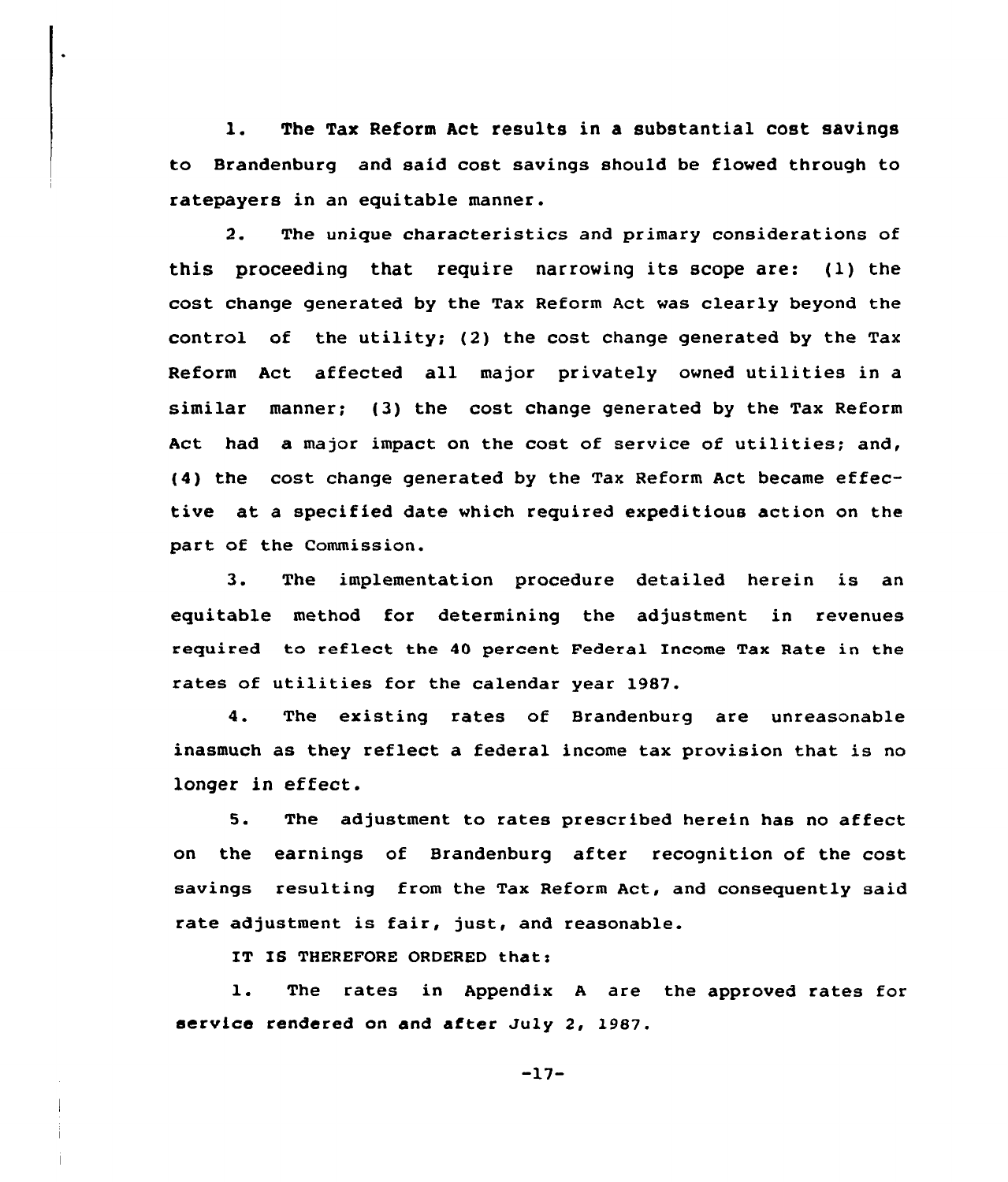1. The Tax Reform Act results in a substantial cost savings to Brandenburg and said cost savings should be flowed through to ratepayers in an equitable manner.

2. The unique characteristics and primary considerations of this proceeding that require narrowing its scope are: (1) the cost change generated by the Tax Reform Act was clearly beyond the control of the utility; (2) the cost change generated by the Tax Reform Act affected all major privately owned utilities in a similar manner; (3) the cost change generated by the Tax Reform Act had a major impact on the cost of service of utilities; and, (4) the cost change generated by the Tax Reform Act became effective at a specified date which required expeditious action on the part of the Commission.

3. The implementation procedure detailed herein is an equitable method for determining the adjustment in revenues required to reflect the 40 percent Federal Income Tax Rate in the rates of utilities for the calendar year 1987.

4. The existing rates of Brandenburg are unreasonable inasmuch as they reflect a federal income tax provision that is no longer in effect.

5. The adjustment to rates prescribed herein has no affect on the earnings of Brandenburg after recognition of the cost savings resulting from the Tax Reform Act, and consequently said rate adjustment is fair, just, and reasonable.

IT IS THEREFORE ORDERED that:

1. The rates in Appendix A are the approved rates for service rendered on and after July 2, 1987.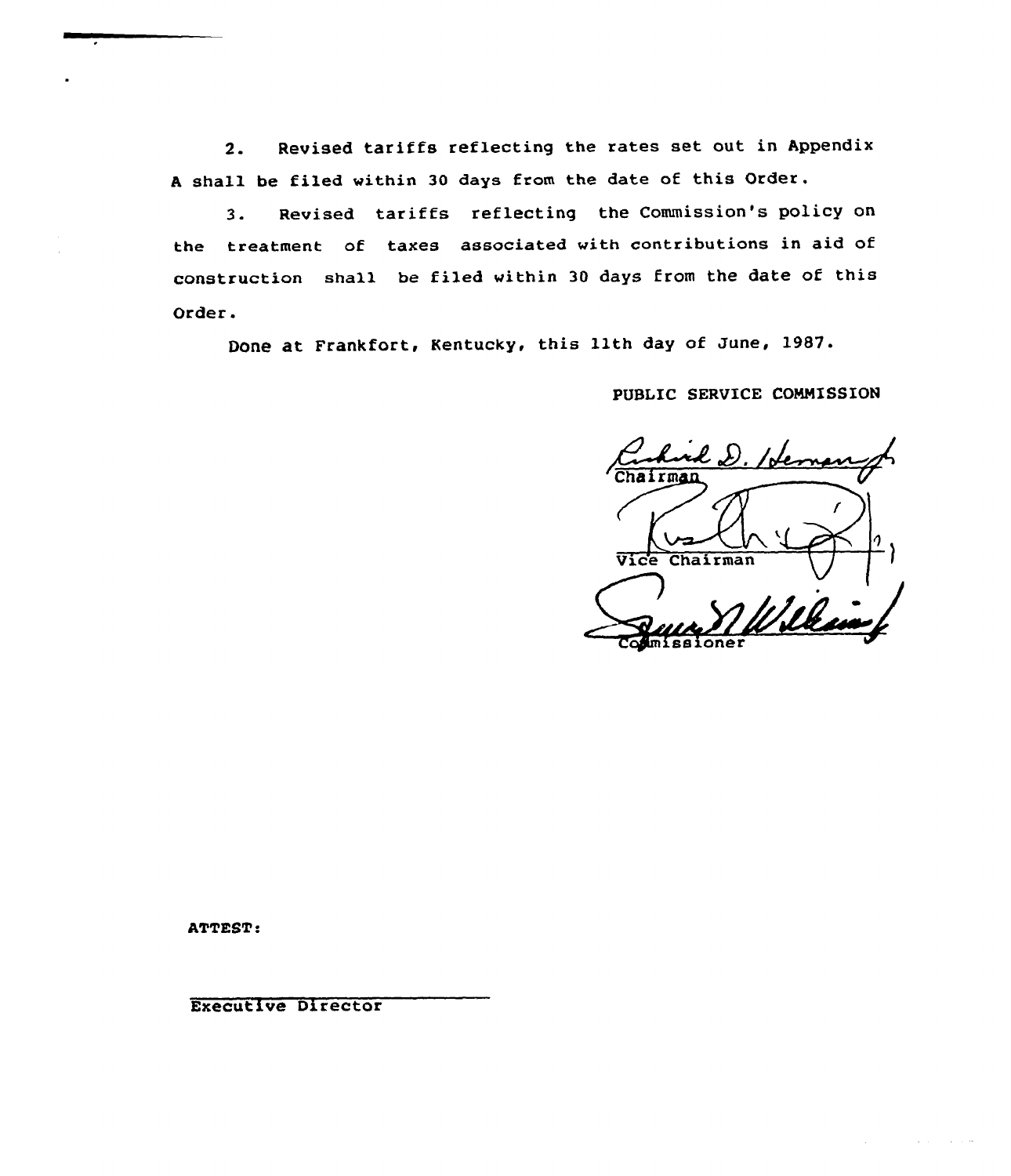2. Revised tariffs reflecting the rates set out in Appendix A shall be filed within 30 days from the date of this Order.

3. Revised tariffs reflecting the Commission's policy on the treatment of taxes associated with contributions in aid of construction shall be filed within 30 days from the date of this Order.

Done at Frankfort, Kentucky, this 11th day of June, 1987.

PUBLIC SERVICE COMMISSION

Chairman

Vice Chairman

Commissioner

ATTEST:

Executive Director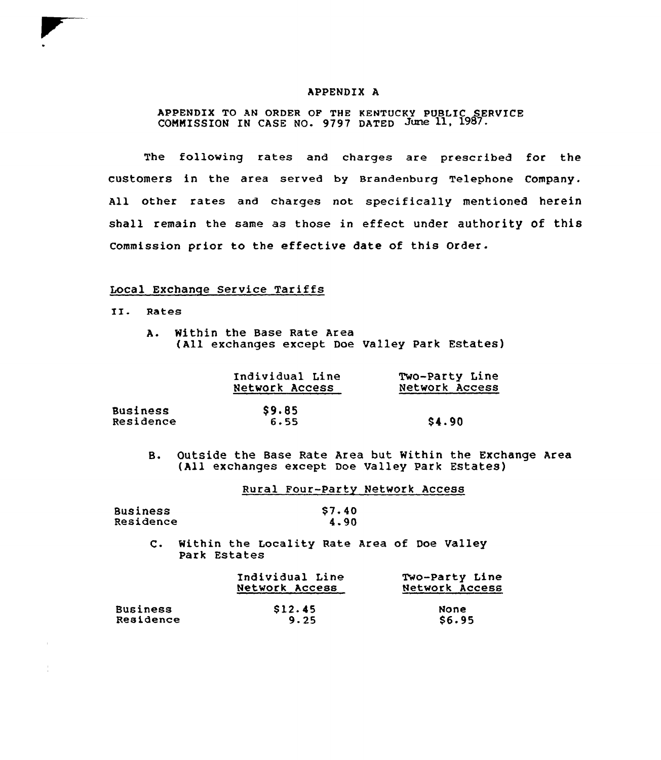# APPENDIX A

APPENDIX TO AN ORDER OF THE KENTUCKY PUBLIC SERVICE COMMISSION IN CASE NO. 9797 DATED June 11, 1987.

The following rates and charges are prescribed for the customers in the area served by Brandenburg Telephone Company. All other rates and charges not specifically mentioned herein shall remain the same as those in effect under authority of this Commission prior to the effective date of this Order.

## Local Exchange Service Tariffs

II. Rates

A. Within the Base Rate Area (All exchanges except Doe Valley Park Estates)

| | Individual Line Network Access | Two-Party Line Network Access |
|---|---|---|
| Business | $9.85 | |
| Residence | 6.55 | $4.90 |

B. Outside the Base Rate Area but Within the Exchange Area (All exchanges except Doe Valley Park Estates)

| | Rural Four-Party Network Access |
|---|---|
| Business | $7.40 |
| Residence | 4.90 |

C. Within the Locality Rate Area of Doe Valley Park Estates

| | Individual Line Network Access | Two-Party Line Network Access |
|---|---|---|
| Business | $12.45 | None |
| Residence | 9.25 | $6.95 |